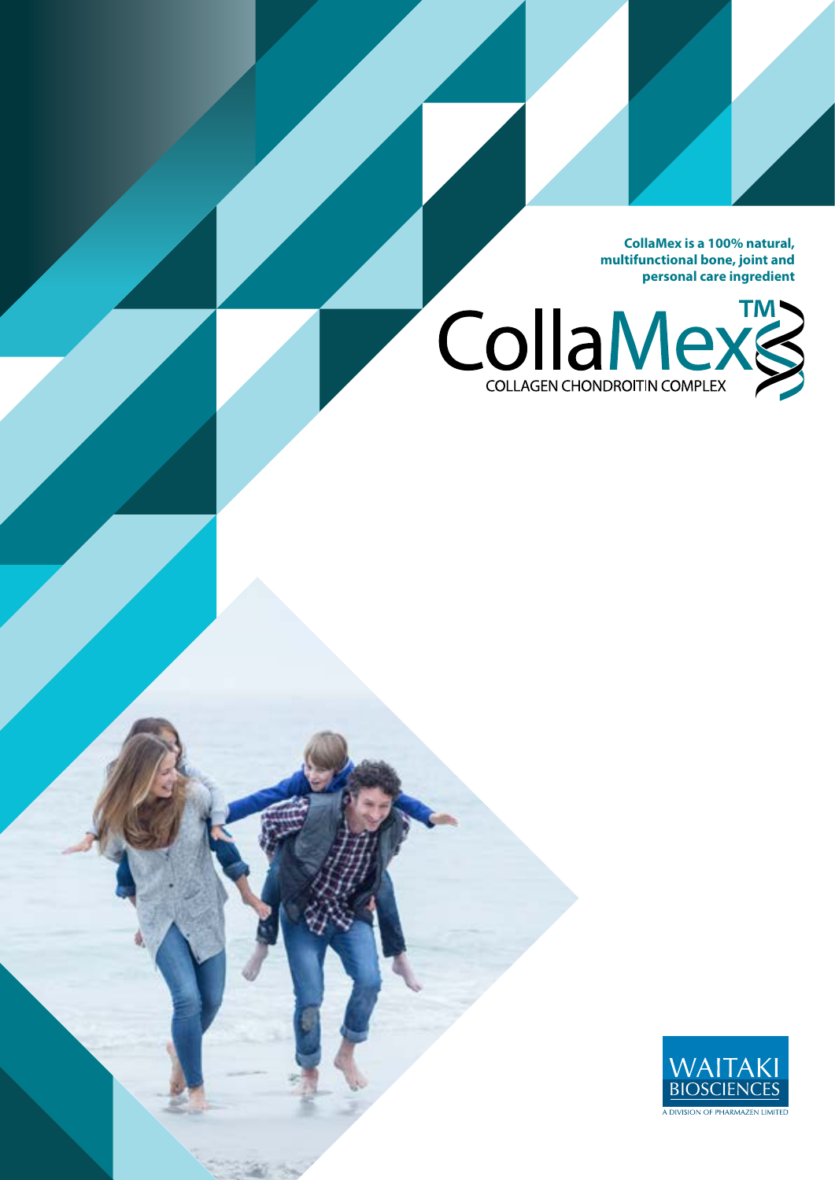**CollaMex is a 100% natural, multifunctional bone, joint and personal care ingredient**

# CollaMex™

COLLAGEN CHONDROITIN COMPLEX

WAITAKI BIOSCIENCES

A DIVISION OF PHARMAZEN LIMITED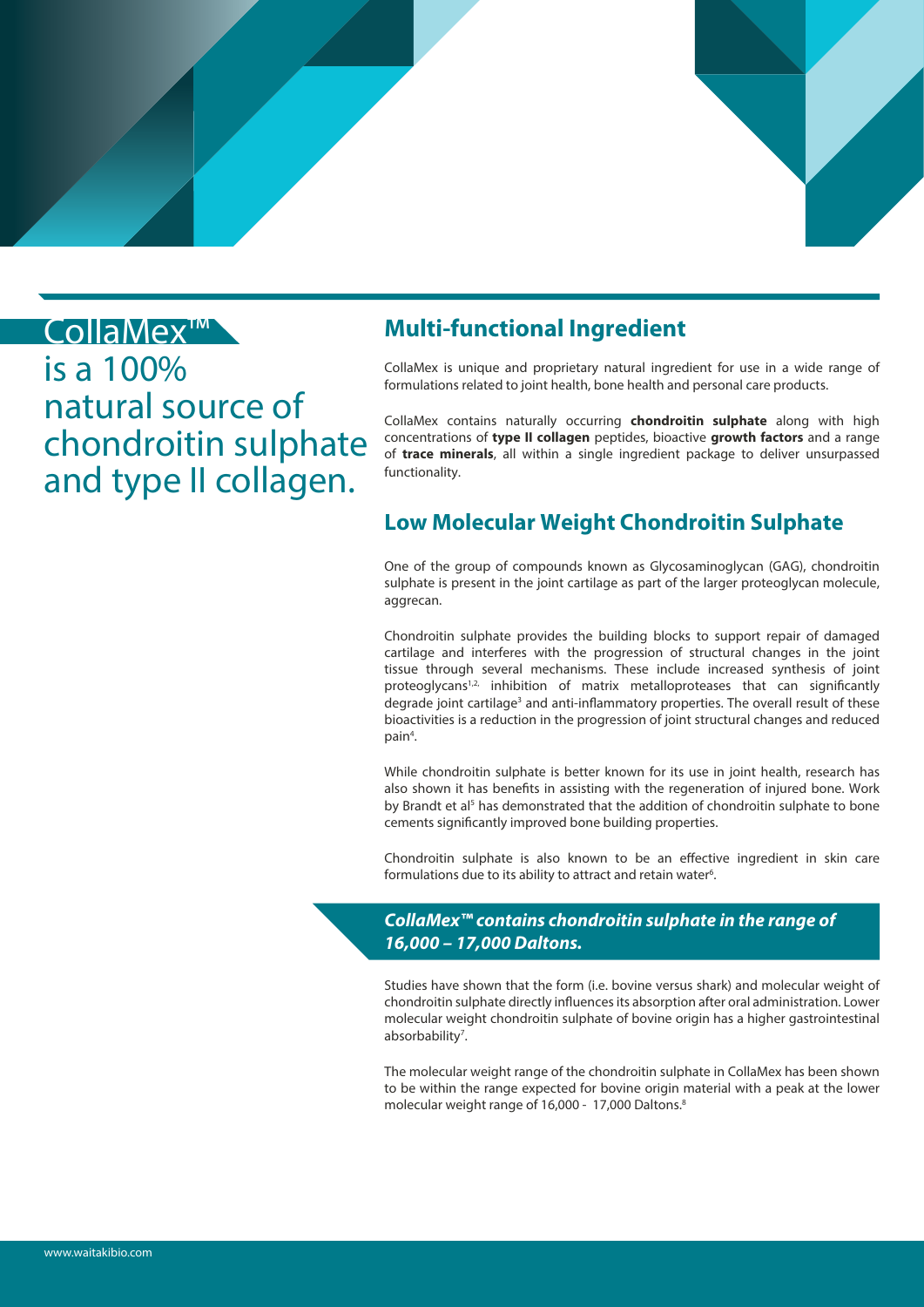# CollaMex™ is a 100% natural source of chondroitin sulphate and type II collagen.

## Multi-functional Ingredient

CollaMex is unique and proprietary natural ingredient for use in a wide range of formulations related to joint health, bone health and personal care products.

CollaMex contains naturally occurring **chondroitin sulphate** along with high concentrations of **type II collagen** peptides, bioactive **growth factors** and a range of **trace minerals**, all within a single ingredient package to deliver unsurpassed functionality.

## Low Molecular Weight Chondroitin Sulphate

One of the group of compounds known as Glycosaminoglycan (GAG), chondroitin sulphate is present in the joint cartilage as part of the larger proteoglycan molecule, aggrecan.

Chondroitin sulphate provides the building blocks to support repair of damaged cartilage and interferes with the progression of structural changes in the joint tissue through several mechanisms. These include increased synthesis of joint proteoglycans[1,2,] inhibition of matrix metalloproteases that can significantly degrade joint cartilage[3] and anti-inflammatory properties. The overall result of these bioactivities is a reduction in the progression of joint structural changes and reduced pain[4].

While chondroitin sulphate is better known for its use in joint health, research has also shown it has benefits in assisting with the regeneration of injured bone. Work by Brandt et al[5] has demonstrated that the addition of chondroitin sulphate to bone cements significantly improved bone building properties.

Chondroitin sulphate is also known to be an effective ingredient in skin care formulations due to its ability to attract and retain water[6].

***CollaMex™ contains chondroitin sulphate in the range of 16,000 – 17,000 Daltons.***

Studies have shown that the form (i.e. bovine versus shark) and molecular weight of chondroitin sulphate directly influences its absorption after oral administration. Lower molecular weight chondroitin sulphate of bovine origin has a higher gastrointestinal absorbability[7].

The molecular weight range of the chondroitin sulphate in CollaMex has been shown to be within the range expected for bovine origin material with a peak at the lower molecular weight range of 16,000 - 17,000 Daltons.[8]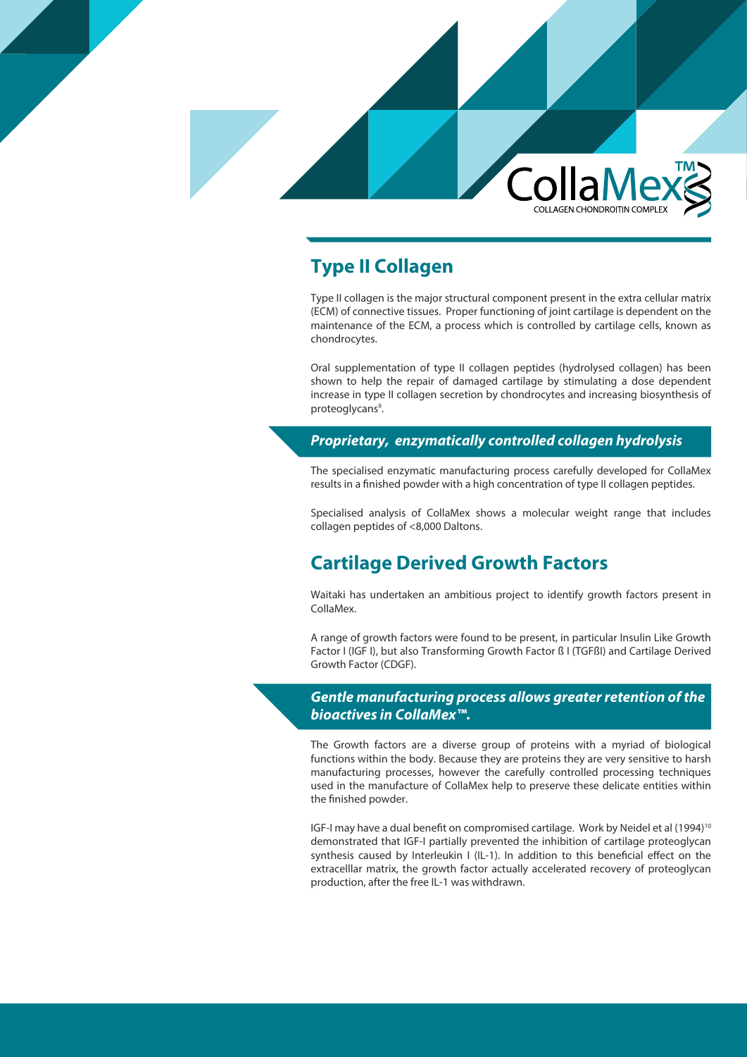CollaMex™ COLLAGEN CHONDROITIN COMPLEX

## Type II Collagen

Type II collagen is the major structural component present in the extra cellular matrix (ECM) of connective tissues. Proper functioning of joint cartilage is dependent on the maintenance of the ECM, a process which is controlled by cartilage cells, known as chondrocytes.

Oral supplementation of type II collagen peptides (hydrolysed collagen) has been shown to help the repair of damaged cartilage by stimulating a dose dependent increase in type II collagen secretion by chondrocytes and increasing biosynthesis of proteoglycans[9].

### *Proprietary, enzymatically controlled collagen hydrolysis*

The specialised enzymatic manufacturing process carefully developed for CollaMex results in a finished powder with a high concentration of type II collagen peptides.

Specialised analysis of CollaMex shows a molecular weight range that includes collagen peptides of <8,000 Daltons.

## Cartilage Derived Growth Factors

Waitaki has undertaken an ambitious project to identify growth factors present in CollaMex.

A range of growth factors were found to be present, in particular Insulin Like Growth Factor I (IGF I), but also Transforming Growth Factor ß I (TGFßI) and Cartilage Derived Growth Factor (CDGF).

### *Gentle manufacturing process allows greater retention of the bioactives in CollaMex™.*

The Growth factors are a diverse group of proteins with a myriad of biological functions within the body. Because they are proteins they are very sensitive to harsh manufacturing processes, however the carefully controlled processing techniques used in the manufacture of CollaMex help to preserve these delicate entities within the finished powder.

IGF-I may have a dual benefit on compromised cartilage. Work by Neidel et al (1994)[10] demonstrated that IGF-I partially prevented the inhibition of cartilage proteoglycan synthesis caused by Interleukin I (IL-1). In addition to this beneficial effect on the extracelllar matrix, the growth factor actually accelerated recovery of proteoglycan production, after the free IL-1 was withdrawn.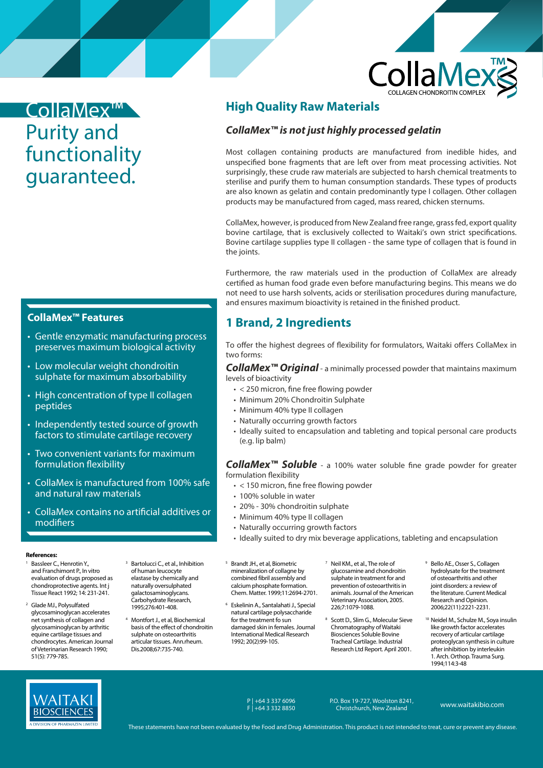CollaMex™ COLLAGEN CHONDROITIN COMPLEX

# CollaMex™ Purity and functionality guaranteed.

## High Quality Raw Materials

### *CollaMex™ is not just highly processed gelatin*

Most collagen containing products are manufactured from inedible hides, and unspecified bone fragments that are left over from meat processing activities. Not surprisingly, these crude raw materials are subjected to harsh chemical treatments to sterilise and purify them to human consumption standards. These types of products are also known as gelatin and contain predominantly type I collagen. Other collagen products may be manufactured from caged, mass reared, chicken sternums.

CollaMex, however, is produced from New Zealand free range, grass fed, export quality bovine cartilage, that is exclusively collected to Waitaki's own strict specifications. Bovine cartilage supplies type II collagen - the same type of collagen that is found in the joints.

Furthermore, the raw materials used in the production of CollaMex are already certified as human food grade even before manufacturing begins. This means we do not need to use harsh solvents, acids or sterilisation procedures during manufacture, and ensures maximum bioactivity is retained in the finished product.

## 1 Brand, 2 Ingredients

To offer the highest degrees of flexibility for formulators, Waitaki offers CollaMex in two forms:

***CollaMex™ Original*** - a minimally processed powder that maintains maximum levels of bioactivity

- < 250 micron, fine free flowing powder
- Minimum 20% Chondroitin Sulphate
- Minimum 40% type II collagen
- Naturally occurring growth factors
- Ideally suited to encapsulation and tableting and topical personal care products (e.g. lip balm)

***CollaMex™ Soluble*** - a 100% water soluble fine grade powder for greater formulation flexibility

- < 150 micron, fine free flowing powder
- 100% soluble in water
- 20% - 30% chondroitin sulphate
- Minimum 40% type II collagen
- Naturally occurring growth factors
- Ideally suited to dry mix beverage applications, tableting and encapsulation

### CollaMex™ Features

- Gentle enzymatic manufacturing process preserves maximum biological activity
- Low molecular weight chondroitin sulphate for maximum absorbability
- High concentration of type II collagen peptides
- Independently tested source of growth factors to stimulate cartilage recovery
- Two convenient variants for maximum formulation flexibility
- CollaMex is manufactured from 100% safe and natural raw materials
- CollaMex contains no artificial additives or modifiers

**References:**

[1] Bassleer C., Henrotin Y., and Franchimont P., In vitro evaluation of drugs proposed as chondroprotective agents. Int j Tissue React 1992; 14: 231-241.

[2] Glade MJ., Polysulfated glycosaminoglycan accelerates net synthesis of collagen and glycosaminoglycan by arthritic equine cartilage tissues and chondrocytes. American Journal of Veterinarian Research 1990; 51(5): 779-785.

[3] Bartolucci C., et al., Inhibition of human leucocyte elastase by chemically and naturally oversulphated galactosaminoglycans. Carbohydrate Research, 1995;276:401-408.

[4] Montfort J., et al, Biochemical basis of the effect of chondroitin sulphate on osteoarthritis articular tissues. Ann.rheum. Dis.2008;67:735-740.

[5] Brandt JH., et al, Biometric mineralization of collagne by combined fibril assembly and calcium phosphate formation. Chem. Matter. 1999;11:2694-2701.

[6] Eskelinin A., Santalahati J., Special natural cartilage polysaccharide for the treatment fo sun damaged skin in females. Journal International Medical Research 1992; 20(2):99-105.

[7] Neil KM., et al., The role of glucosamine and chondroitin sulphate in treatment for and prevention of osteoarthritis in animals. Journal of the American Veterinary Association, 2005. 226;7:1079-1088.

[8] Scott D., Slim G., Molecular Sieve Chromatography of Waitaki Biosciences Soluble Bovine Tracheal Cartilage. Industrial Research Ltd Report. April 2001.

[9] Bello AE., Osser S., Collagen hydrolysate for the treatment of osteoarthritis and other joint disorders: a review of the literature. Current Medical Research and Opinion. 2006;22(11):2221-2231.

[10] Neidel M., Schulze M., Soya insulin like growth factor accelerates recovery of articular cartilage proteoglycan synthesis in culture after inhibition by interleukin 1. Arch. Orthop. Trauma Surg. 1994;114:3-48

WAITAKI BIOSCIENCES
A DIVISION OF PHARMAZEN LIMITED

P | +64 3 337 6096
F | +64 3 332 8850

P.O. Box 19-727, Woolston 8241, Christchurch, New Zealand

www.waitakibio.com

These statements have not been evaluated by the Food and Drug Administration. This product is not intended to treat, cure or prevent any disease.